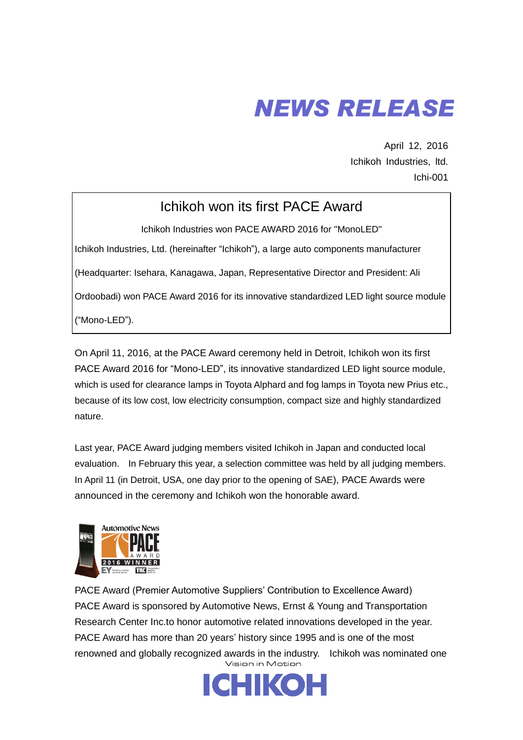# NEWS RELEASE

April 12, 2016
Ichikoh Industries, ltd.
Ichi-001

## Ichikoh won its first PACE Award

Ichikoh Industries won PACE AWARD 2016 for "MonoLED"

Ichikoh Industries, Ltd. (hereinafter "Ichikoh"), a large auto components manufacturer (Headquarter: Isehara, Kanagawa, Japan, Representative Director and President: Ali Ordoobadi) won PACE Award 2016 for its innovative standardized LED light source module ("Mono-LED").

On April 11, 2016, at the PACE Award ceremony held in Detroit, Ichikoh won its first PACE Award 2016 for "Mono-LED", its innovative standardized LED light source module, which is used for clearance lamps in Toyota Alphard and fog lamps in Toyota new Prius etc., because of its low cost, low electricity consumption, compact size and highly standardized nature.

Last year, PACE Award judging members visited Ichikoh in Japan and conducted local evaluation. In February this year, a selection committee was held by all judging members. In April 11 (in Detroit, USA, one day prior to the opening of SAE), PACE Awards were announced in the ceremony and Ichikoh won the honorable award.

PACE Award (Premier Automotive Suppliers' Contribution to Excellence Award)
PACE Award is sponsored by Automotive News, Ernst & Young and Transportation Research Center Inc.to honor automotive related innovations developed in the year. PACE Award has more than 20 years' history since 1995 and is one of the most renowned and globally recognized awards in the industry. Ichikoh was nominated one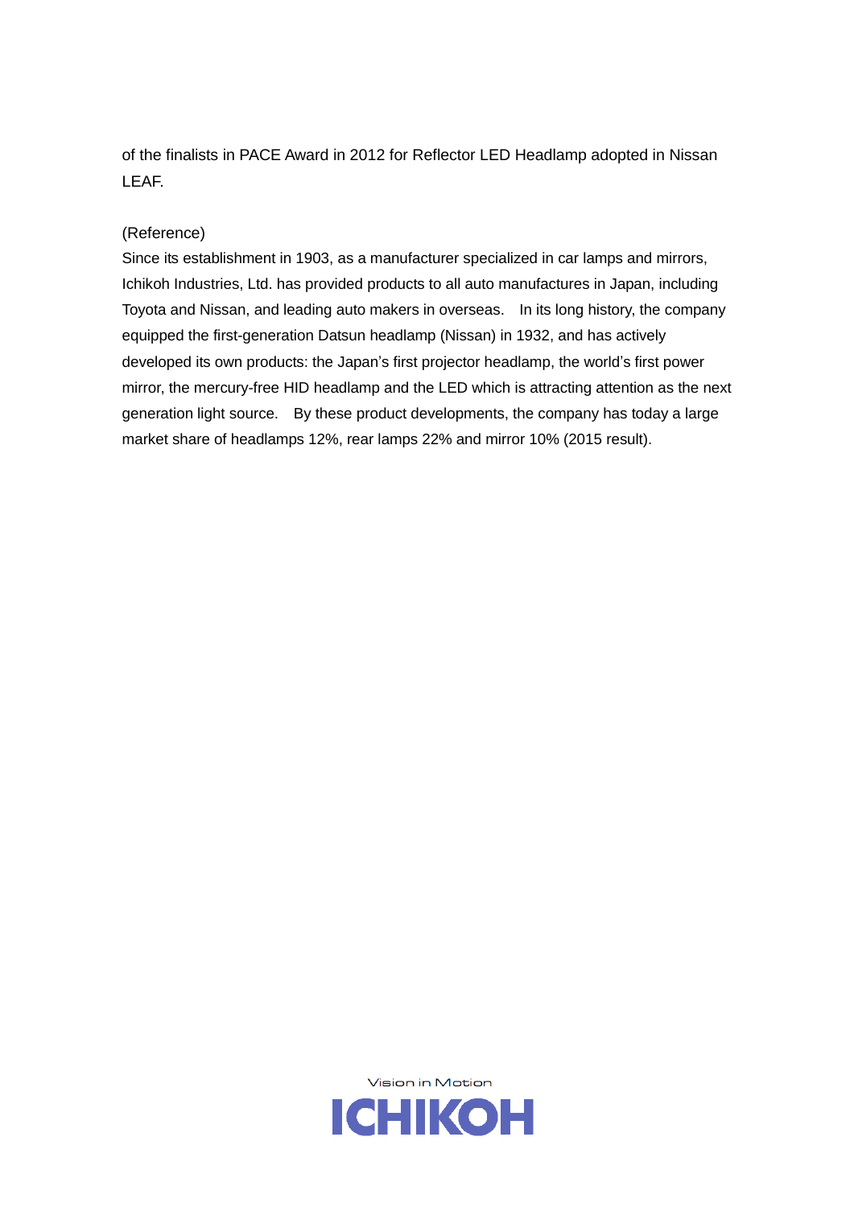of the finalists in PACE Award in 2012 for Reflector LED Headlamp adopted in Nissan LEAF.

(Reference)

Since its establishment in 1903, as a manufacturer specialized in car lamps and mirrors, Ichikoh Industries, Ltd. has provided products to all auto manufactures in Japan, including Toyota and Nissan, and leading auto makers in overseas. In its long history, the company equipped the first-generation Datsun headlamp (Nissan) in 1932, and has actively developed its own products: the Japan's first projector headlamp, the world's first power mirror, the mercury-free HID headlamp and the LED which is attracting attention as the next generation light source. By these product developments, the company has today a large market share of headlamps 12%, rear lamps 22% and mirror 10% (2015 result).

Vision in Motion

ICHIKOH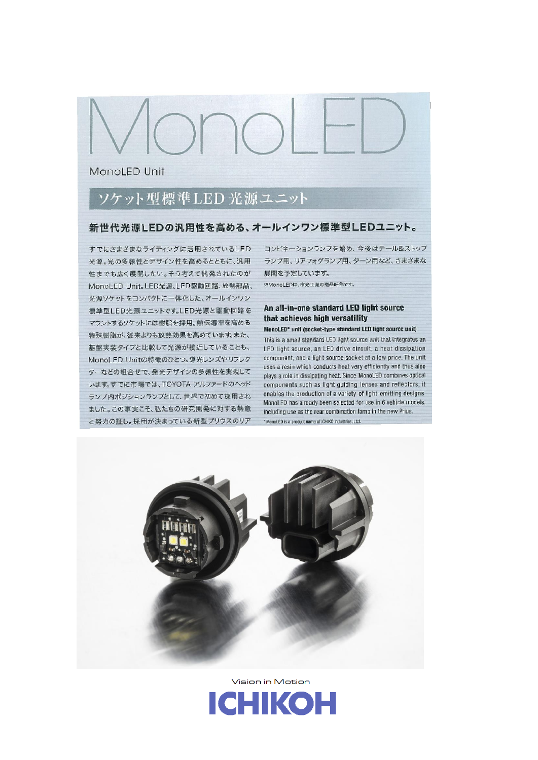# MonoLED

MonoLED Unit

## ソケット型標準LED光源ユニット

### 新世代光源LEDの汎用性を高める、オールインワン標準型LEDユニット。

すでにさまざまなライティングに活用されているLED光源。光の多様性とデザイン性を高めるとともに、汎用性までも広く展開したい。そう考えて開発されたのがMonoLED Unit。LED光源、LED駆動回路、放熱部品、光源ソケットをコンパクトに一体化した、オールインワン標準型LED光源ユニットです。LED光源と駆動回路をマウントするソケットには樹脂を採用。熱伝導率を高める特殊樹脂が、従来よりも放熱効果を高めています。また、基盤実装タイプと比較して光源が接近していることも、MonoLED Unitの特徴のひとつ。導光レンズやリフレクターなどの組合せで、発光デザインの多様性を実現しています。すでに市場では、TOYOTA アルファードのヘッドランプ内ポジションランプとして、世界で初めて採用されました。この事実こそ、私たちの研究開発に対する熱意と努力の証し。採用が決まっている新型プリウスのリアコンビネーションランプを始め、今後はテール&ストップランプ用、リアフォグランプ用、ターン用など、さまざまな展開を予定しています。

※MonoLEDは、市光工業の商品呼称です。

### An all-in-one standard LED light source that achieves high versatility

**MonoLED* unit (socket-type standard LED light source unit)**

This is a small standard LED light source unit that integrates an LED light source, an LED drive circuit, a heat dissipation component, and a light source socket at a low price. The unit uses a resin which conducts heat very efficiently and thus also plays a role in dissipating heat. Since MonoLED combines optical components such as light guiding lenses and reflectors, it enables the production of a variety of light-emitting designs. MonoLED has already been selected for use in 6 vehicle models, including use as the rear combination lamp in the new Prius.

* MonoLED is a product name of ICHIKO Industries, Ltd.

Vision in Motion

ICHIKOH